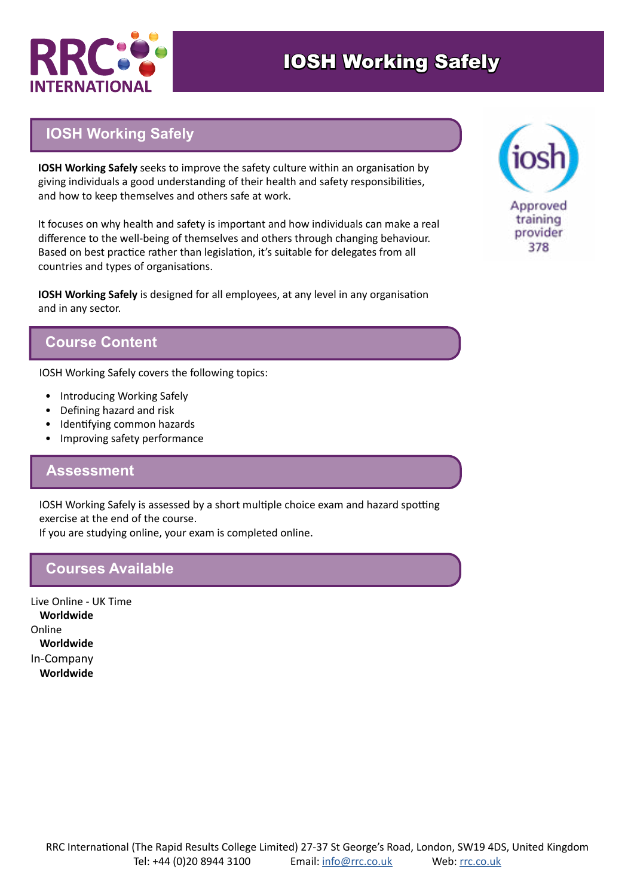# IOSH Working Safely

## IOSH Working Safely

**IOSH Working Safely** seeks to improve the safety culture within an organisation by giving individuals a good understanding of their health and safety responsibilities, and how to keep themselves and others safe at work.

It focuses on why health and safety is important and how individuals can make a real difference to the well-being of themselves and others through changing behaviour. Based on best practice rather than legislation, it's suitable for delegates from all countries and types of organisations.

**IOSH Working Safely** is designed for all employees, at any level in any organisation and in any sector.

iosh Approved training provider 378

## Course Content

IOSH Working Safely covers the following topics:

- Introducing Working Safely
- Defining hazard and risk
- Identifying common hazards
- Improving safety performance

## Assessment

IOSH Working Safely is assessed by a short multiple choice exam and hazard spotting exercise at the end of the course.
If you are studying online, your exam is completed online.

## Courses Available

Live Online - UK Time
**Worldwide**
Online
**Worldwide**
In-Company
**Worldwide**

RRC International (The Rapid Results College Limited) 27-37 St George's Road, London, SW19 4DS, United Kingdom
Tel: +44 (0)20 8944 3100 Email: info@rrc.co.uk Web: rrc.co.uk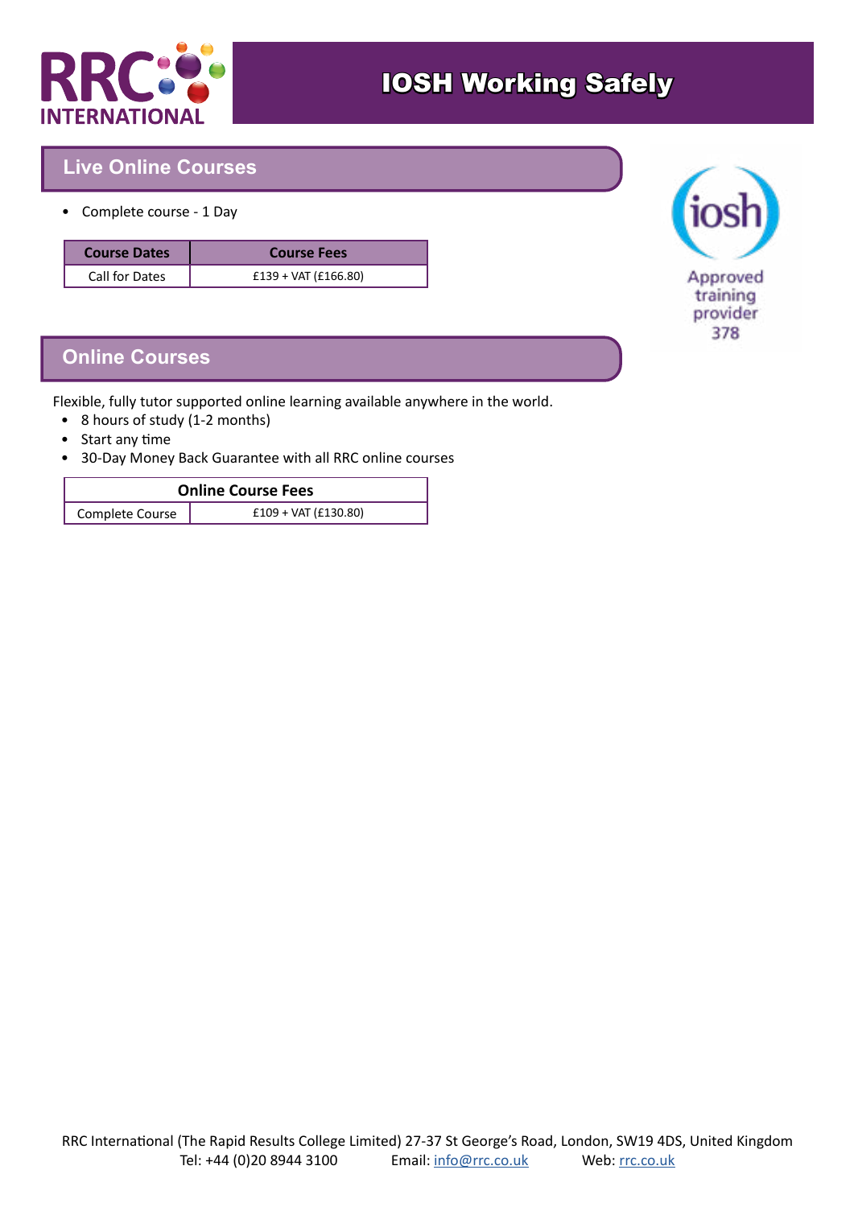# IOSH Working Safely

## Live Online Courses

- Complete course - 1 Day

| Course Dates | Course Fees |
|---|---|
| Call for Dates | £139 + VAT (£166.80) |

iosh
Approved training provider 378

## Online Courses

Flexible, fully tutor supported online learning available anywhere in the world.

- 8 hours of study (1-2 months)
- Start any time
- 30-Day Money Back Guarantee with all RRC online courses

| Online Course Fees | |
|---|---|
| Complete Course | £109 + VAT (£130.80) |

RRC International (The Rapid Results College Limited) 27-37 St George's Road, London, SW19 4DS, United Kingdom
Tel: +44 (0)20 8944 3100 Email: info@rrc.co.uk Web: rrc.co.uk